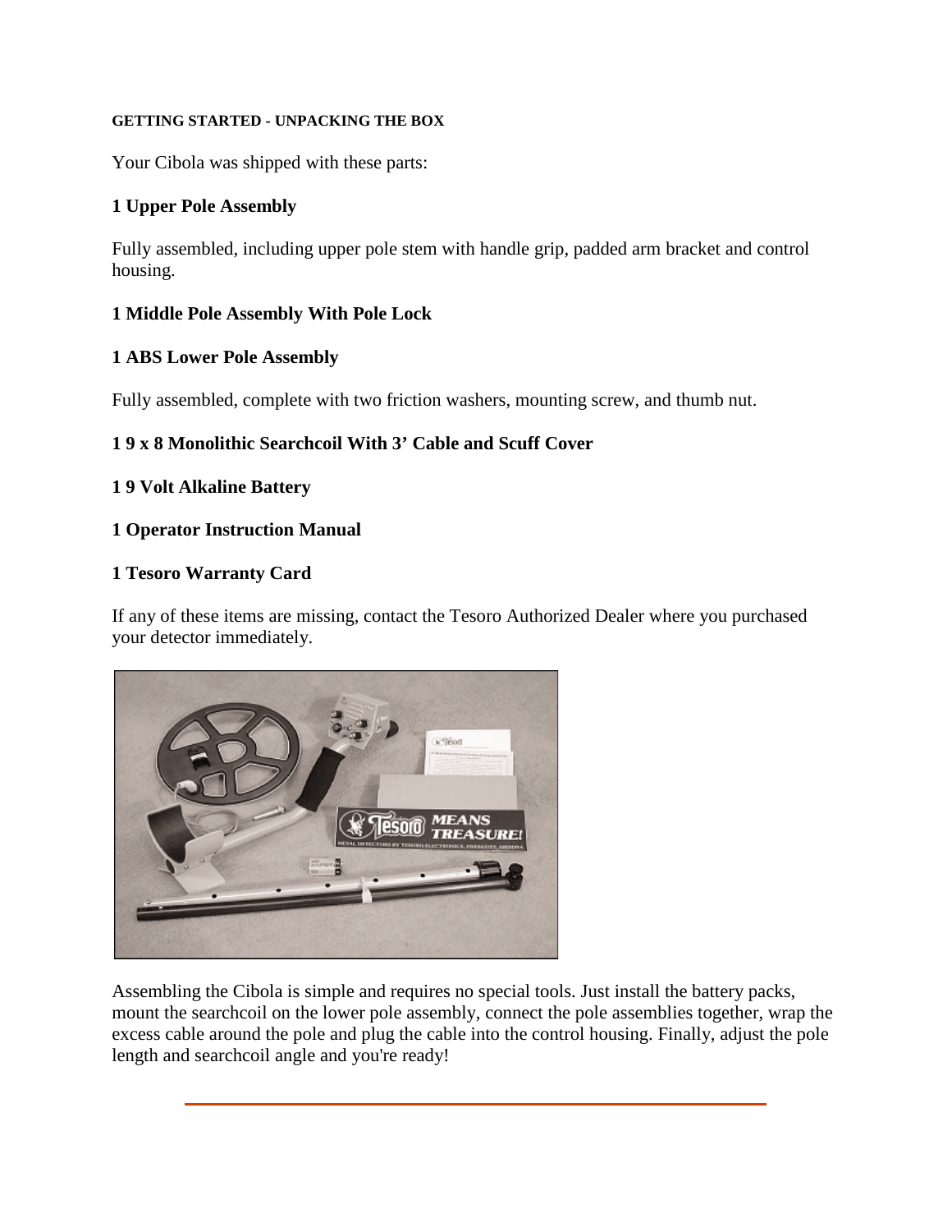## GETTING STARTED - UNPACKING THE BOX

Your Cibola was shipped with these parts:

**1 Upper Pole Assembly**

Fully assembled, including upper pole stem with handle grip, padded arm bracket and control housing.

**1 Middle Pole Assembly With Pole Lock**

**1 ABS Lower Pole Assembly**

Fully assembled, complete with two friction washers, mounting screw, and thumb nut.

**1 9 x 8 Monolithic Searchcoil With 3' Cable and Scuff Cover**

**1 9 Volt Alkaline Battery**

**1 Operator Instruction Manual**

**1 Tesoro Warranty Card**

If any of these items are missing, contact the Tesoro Authorized Dealer where you purchased your detector immediately.

Assembling the Cibola is simple and requires no special tools. Just install the battery packs, mount the searchcoil on the lower pole assembly, connect the pole assemblies together, wrap the excess cable around the pole and plug the cable into the control housing. Finally, adjust the pole length and searchcoil angle and you're ready!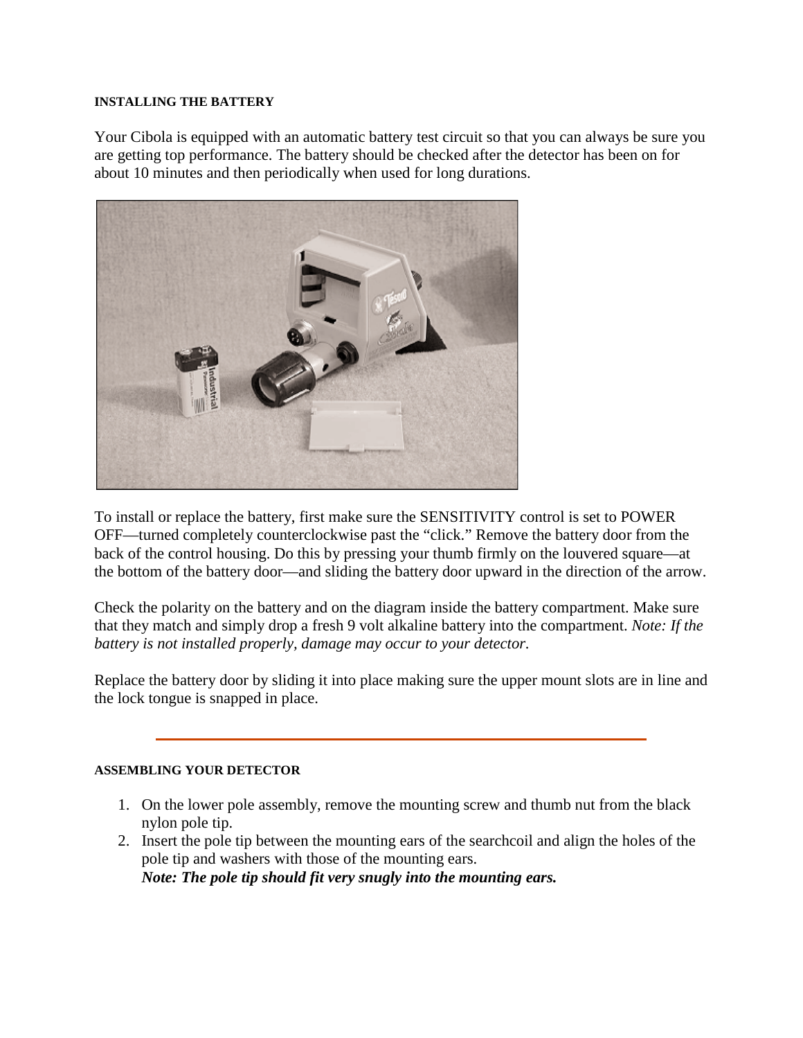#### INSTALLING THE BATTERY

Your Cibola is equipped with an automatic battery test circuit so that you can always be sure you are getting top performance. The battery should be checked after the detector has been on for about 10 minutes and then periodically when used for long durations.

To install or replace the battery, first make sure the SENSITIVITY control is set to POWER OFF—turned completely counterclockwise past the "click." Remove the battery door from the back of the control housing. Do this by pressing your thumb firmly on the louvered square—at the bottom of the battery door—and sliding the battery door upward in the direction of the arrow.

Check the polarity on the battery and on the diagram inside the battery compartment. Make sure that they match and simply drop a fresh 9 volt alkaline battery into the compartment. *Note: If the battery is not installed properly, damage may occur to your detector.*

Replace the battery door by sliding it into place making sure the upper mount slots are in line and the lock tongue is snapped in place.

---

#### ASSEMBLING YOUR DETECTOR

1. On the lower pole assembly, remove the mounting screw and thumb nut from the black nylon pole tip.
2. Insert the pole tip between the mounting ears of the searchcoil and align the holes of the pole tip and washers with those of the mounting ears.
   ***Note: The pole tip should fit very snugly into the mounting ears.***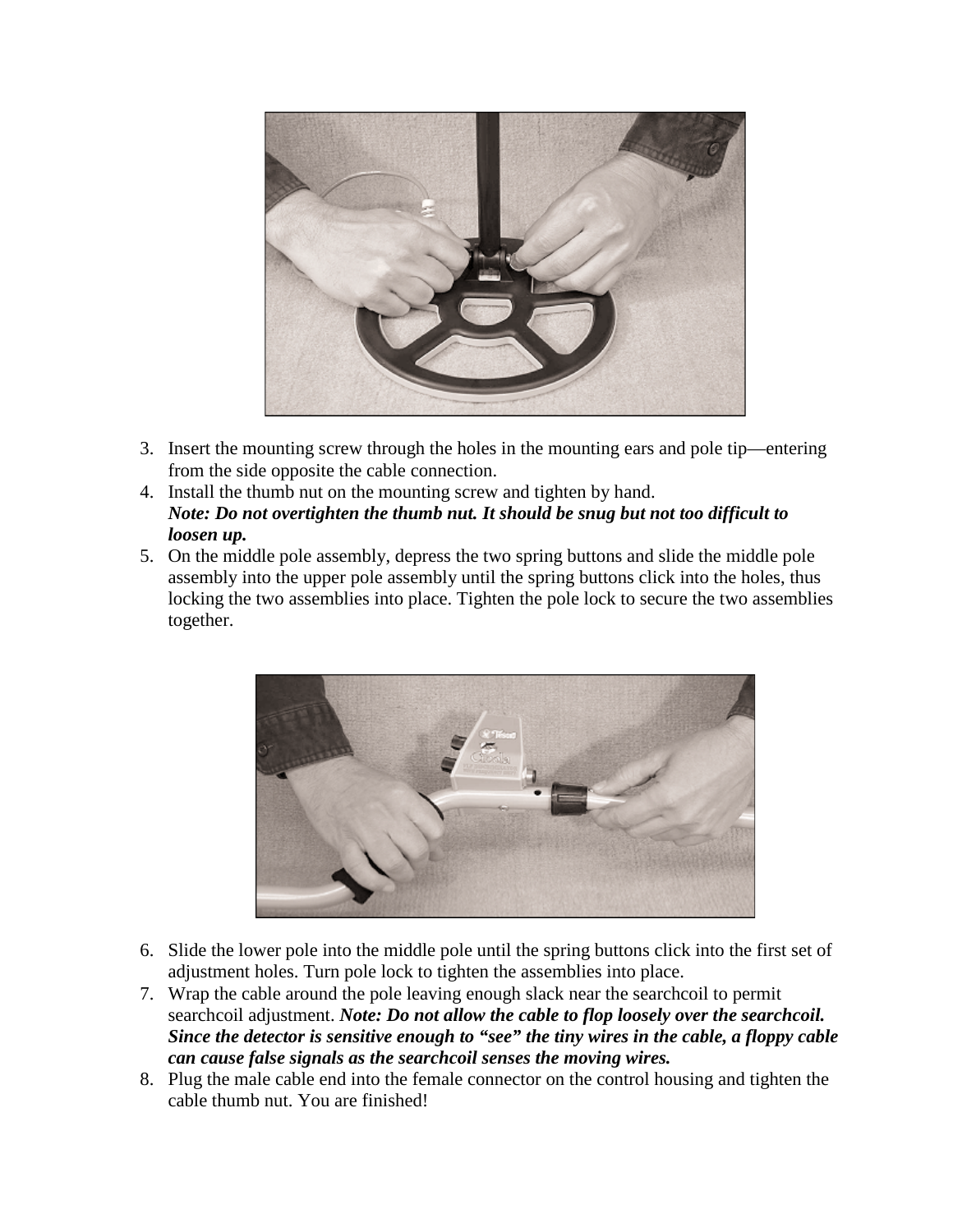3. Insert the mounting screw through the holes in the mounting ears and pole tip—entering from the side opposite the cable connection.
4. Install the thumb nut on the mounting screw and tighten by hand.
   ***Note: Do not overtighten the thumb nut. It should be snug but not too difficult to loosen up.***
5. On the middle pole assembly, depress the two spring buttons and slide the middle pole assembly into the upper pole assembly until the spring buttons click into the holes, thus locking the two assemblies into place. Tighten the pole lock to secure the two assemblies together.
6. Slide the lower pole into the middle pole until the spring buttons click into the first set of adjustment holes. Turn pole lock to tighten the assemblies into place.
7. Wrap the cable around the pole leaving enough slack near the searchcoil to permit searchcoil adjustment. ***Note: Do not allow the cable to flop loosely over the searchcoil. Since the detector is sensitive enough to "see" the tiny wires in the cable, a floppy cable can cause false signals as the searchcoil senses the moving wires.***
8. Plug the male cable end into the female connector on the control housing and tighten the cable thumb nut. You are finished!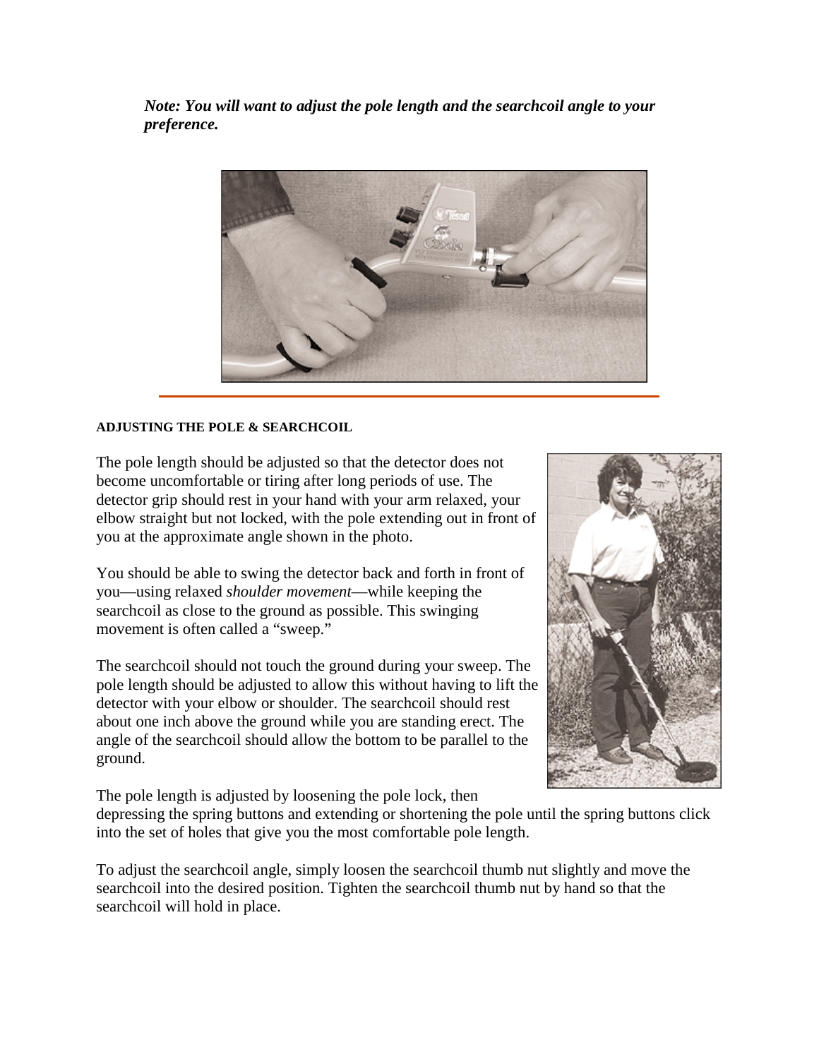***Note: You will want to adjust the pole length and the searchcoil angle to your preference.***

---

**ADJUSTING THE POLE & SEARCHCOIL**

The pole length should be adjusted so that the detector does not become uncomfortable or tiring after long periods of use. The detector grip should rest in your hand with your arm relaxed, your elbow straight but not locked, with the pole extending out in front of you at the approximate angle shown in the photo.

You should be able to swing the detector back and forth in front of you—using relaxed *shoulder movement*—while keeping the searchcoil as close to the ground as possible. This swinging movement is often called a "sweep."

The searchcoil should not touch the ground during your sweep. The pole length should be adjusted to allow this without having to lift the detector with your elbow or shoulder. The searchcoil should rest about one inch above the ground while you are standing erect. The angle of the searchcoil should allow the bottom to be parallel to the ground.

The pole length is adjusted by loosening the pole lock, then depressing the spring buttons and extending or shortening the pole until the spring buttons click into the set of holes that give you the most comfortable pole length.

To adjust the searchcoil angle, simply loosen the searchcoil thumb nut slightly and move the searchcoil into the desired position. Tighten the searchcoil thumb nut by hand so that the searchcoil will hold in place.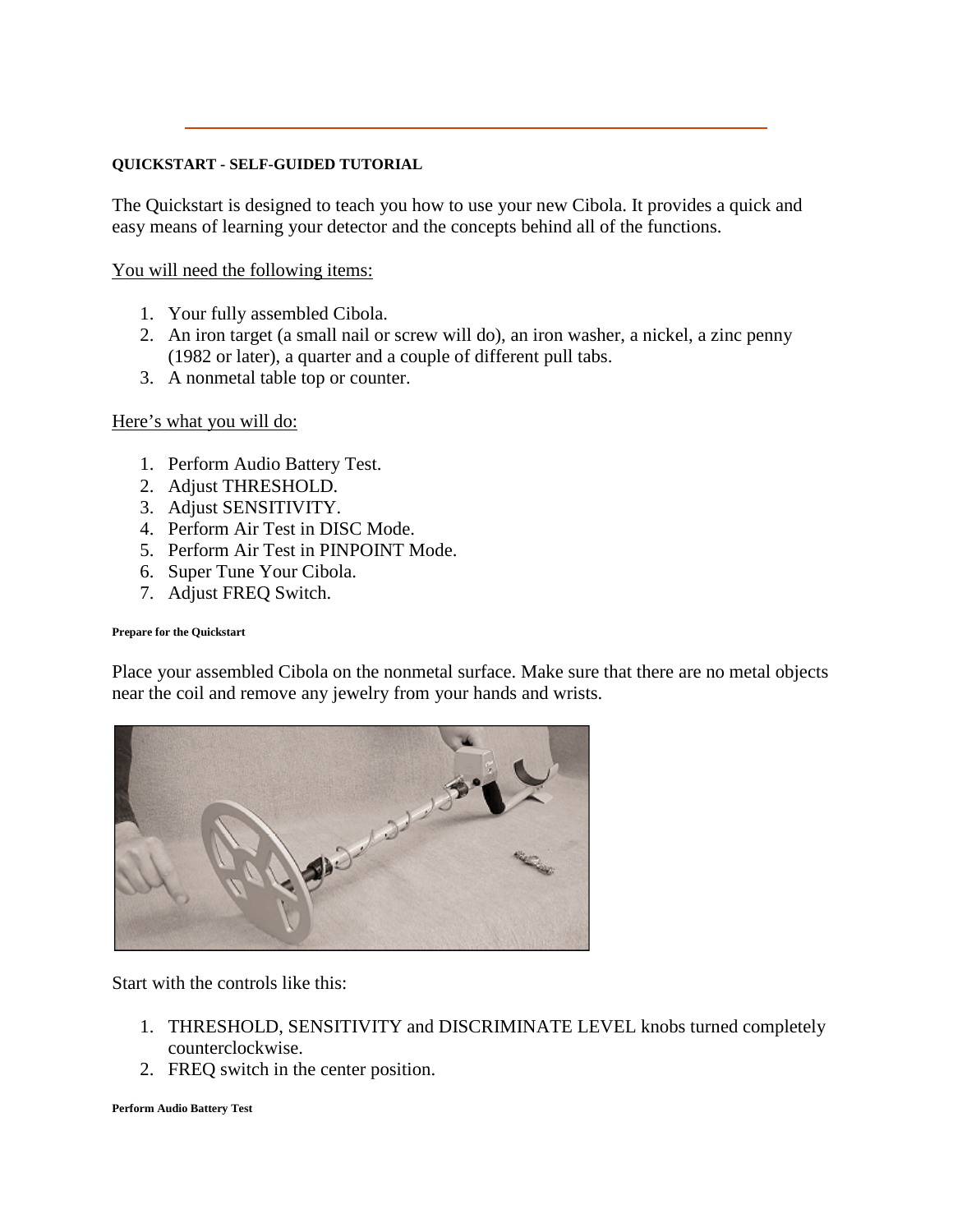**QUICKSTART - SELF-GUIDED TUTORIAL**

The Quickstart is designed to teach you how to use your new Cibola. It provides a quick and easy means of learning your detector and the concepts behind all of the functions.

<u>You will need the following items:</u>

1. Your fully assembled Cibola.
2. An iron target (a small nail or screw will do), an iron washer, a nickel, a zinc penny (1982 or later), a quarter and a couple of different pull tabs.
3. A nonmetal table top or counter.

<u>Here's what you will do:</u>

1. Perform Audio Battery Test.
2. Adjust THRESHOLD.
3. Adjust SENSITIVITY.
4. Perform Air Test in DISC Mode.
5. Perform Air Test in PINPOINT Mode.
6. Super Tune Your Cibola.
7. Adjust FREQ Switch.

**Prepare for the Quickstart**

Place your assembled Cibola on the nonmetal surface. Make sure that there are no metal objects near the coil and remove any jewelry from your hands and wrists.

Start with the controls like this:

1. THRESHOLD, SENSITIVITY and DISCRIMINATE LEVEL knobs turned completely counterclockwise.
2. FREQ switch in the center position.

**Perform Audio Battery Test**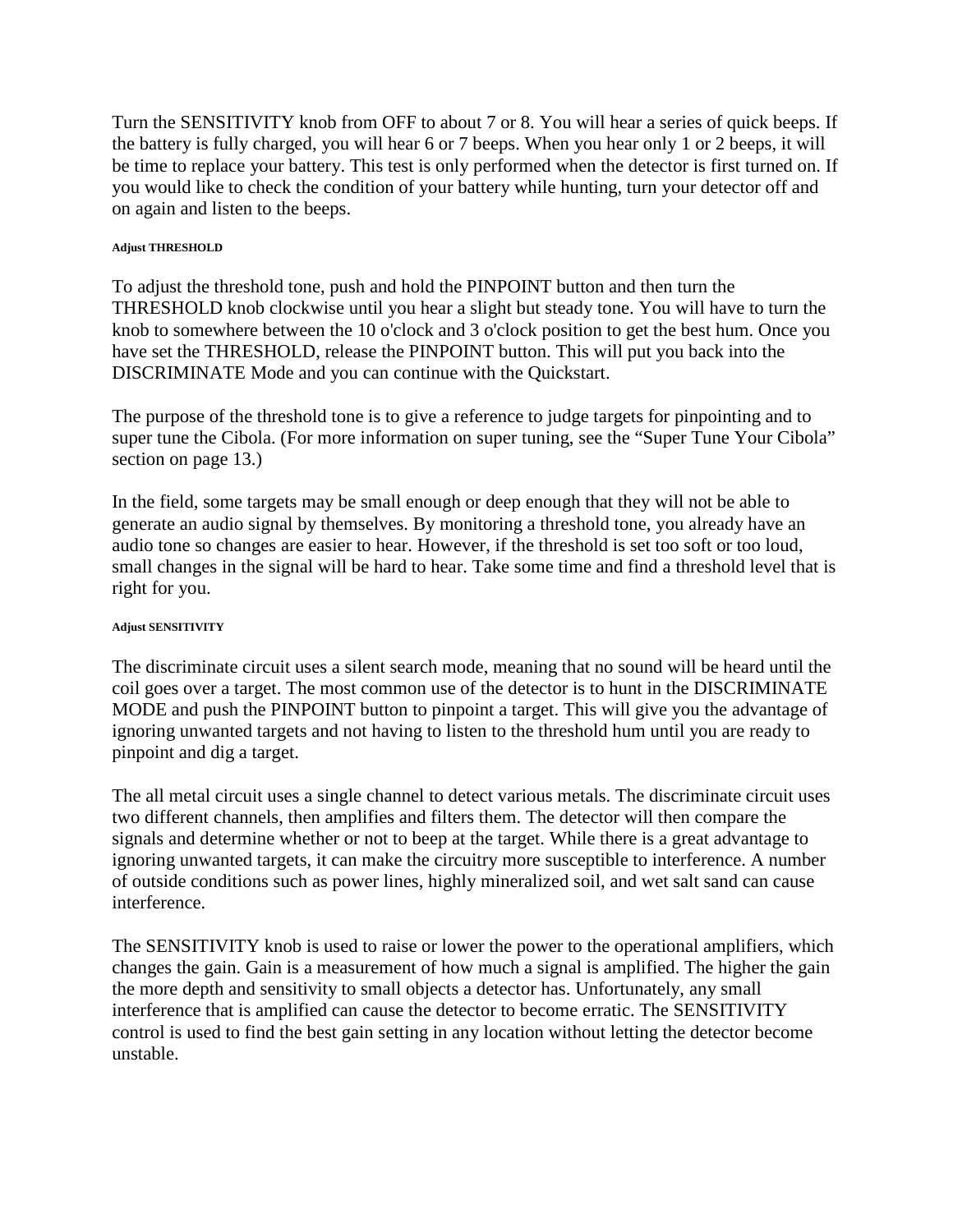Turn the SENSITIVITY knob from OFF to about 7 or 8. You will hear a series of quick beeps. If the battery is fully charged, you will hear 6 or 7 beeps. When you hear only 1 or 2 beeps, it will be time to replace your battery. This test is only performed when the detector is first turned on. If you would like to check the condition of your battery while hunting, turn your detector off and on again and listen to the beeps.

#### Adjust THRESHOLD

To adjust the threshold tone, push and hold the PINPOINT button and then turn the THRESHOLD knob clockwise until you hear a slight but steady tone. You will have to turn the knob to somewhere between the 10 o'clock and 3 o'clock position to get the best hum. Once you have set the THRESHOLD, release the PINPOINT button. This will put you back into the DISCRIMINATE Mode and you can continue with the Quickstart.

The purpose of the threshold tone is to give a reference to judge targets for pinpointing and to super tune the Cibola. (For more information on super tuning, see the “Super Tune Your Cibola” section on page 13.)

In the field, some targets may be small enough or deep enough that they will not be able to generate an audio signal by themselves. By monitoring a threshold tone, you already have an audio tone so changes are easier to hear. However, if the threshold is set too soft or too loud, small changes in the signal will be hard to hear. Take some time and find a threshold level that is right for you.

#### Adjust SENSITIVITY

The discriminate circuit uses a silent search mode, meaning that no sound will be heard until the coil goes over a target. The most common use of the detector is to hunt in the DISCRIMINATE MODE and push the PINPOINT button to pinpoint a target. This will give you the advantage of ignoring unwanted targets and not having to listen to the threshold hum until you are ready to pinpoint and dig a target.

The all metal circuit uses a single channel to detect various metals. The discriminate circuit uses two different channels, then amplifies and filters them. The detector will then compare the signals and determine whether or not to beep at the target. While there is a great advantage to ignoring unwanted targets, it can make the circuitry more susceptible to interference. A number of outside conditions such as power lines, highly mineralized soil, and wet salt sand can cause interference.

The SENSITIVITY knob is used to raise or lower the power to the operational amplifiers, which changes the gain. Gain is a measurement of how much a signal is amplified. The higher the gain the more depth and sensitivity to small objects a detector has. Unfortunately, any small interference that is amplified can cause the detector to become erratic. The SENSITIVITY control is used to find the best gain setting in any location without letting the detector become unstable.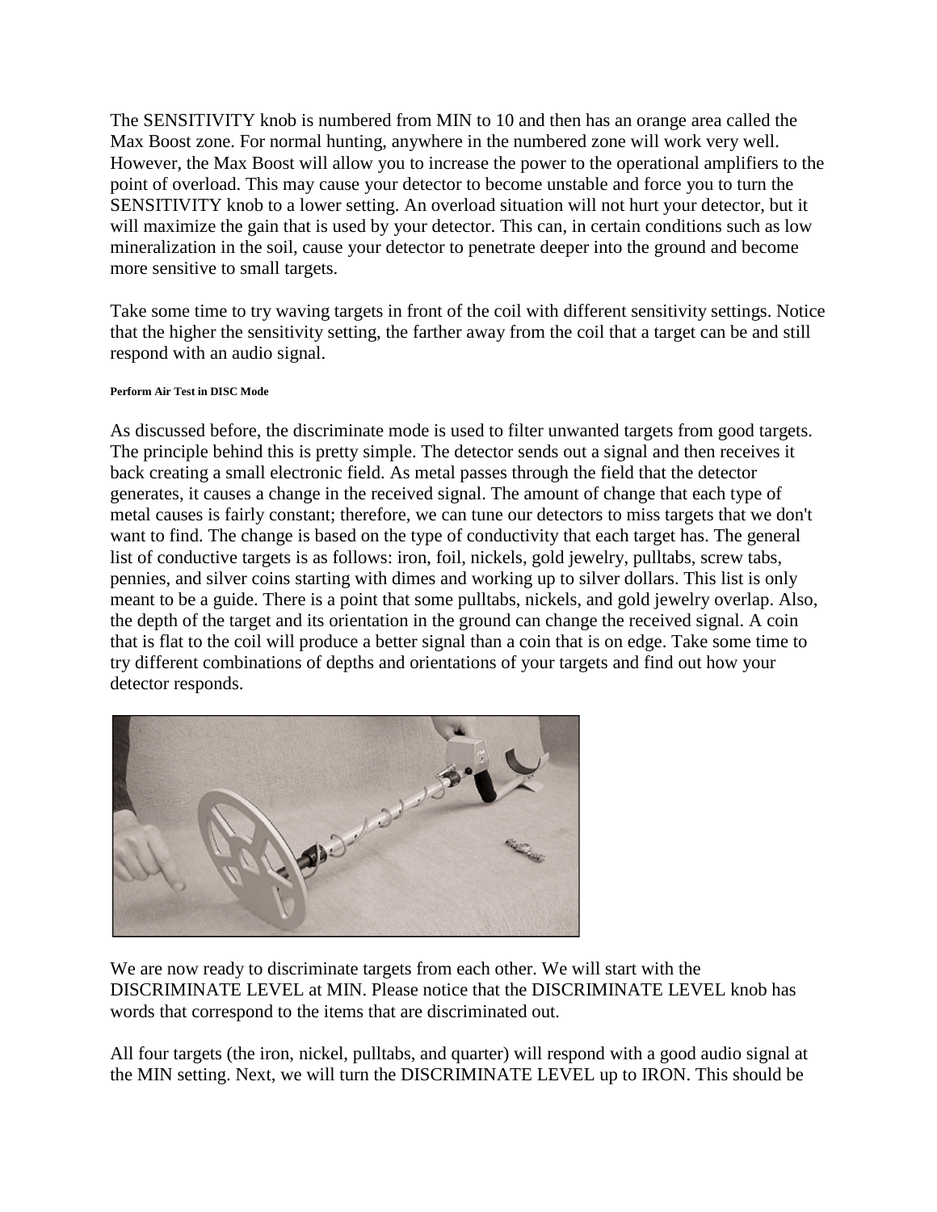The SENSITIVITY knob is numbered from MIN to 10 and then has an orange area called the Max Boost zone. For normal hunting, anywhere in the numbered zone will work very well. However, the Max Boost will allow you to increase the power to the operational amplifiers to the point of overload. This may cause your detector to become unstable and force you to turn the SENSITIVITY knob to a lower setting. An overload situation will not hurt your detector, but it will maximize the gain that is used by your detector. This can, in certain conditions such as low mineralization in the soil, cause your detector to penetrate deeper into the ground and become more sensitive to small targets.

Take some time to try waving targets in front of the coil with different sensitivity settings. Notice that the higher the sensitivity setting, the farther away from the coil that a target can be and still respond with an audio signal.

#### Perform Air Test in DISC Mode

As discussed before, the discriminate mode is used to filter unwanted targets from good targets. The principle behind this is pretty simple. The detector sends out a signal and then receives it back creating a small electronic field. As metal passes through the field that the detector generates, it causes a change in the received signal. The amount of change that each type of metal causes is fairly constant; therefore, we can tune our detectors to miss targets that we don't want to find. The change is based on the type of conductivity that each target has. The general list of conductive targets is as follows: iron, foil, nickels, gold jewelry, pulltabs, screw tabs, pennies, and silver coins starting with dimes and working up to silver dollars. This list is only meant to be a guide. There is a point that some pulltabs, nickels, and gold jewelry overlap. Also, the depth of the target and its orientation in the ground can change the received signal. A coin that is flat to the coil will produce a better signal than a coin that is on edge. Take some time to try different combinations of depths and orientations of your targets and find out how your detector responds.

We are now ready to discriminate targets from each other. We will start with the DISCRIMINATE LEVEL at MIN. Please notice that the DISCRIMINATE LEVEL knob has words that correspond to the items that are discriminated out.

All four targets (the iron, nickel, pulltabs, and quarter) will respond with a good audio signal at the MIN setting. Next, we will turn the DISCRIMINATE LEVEL up to IRON. This should be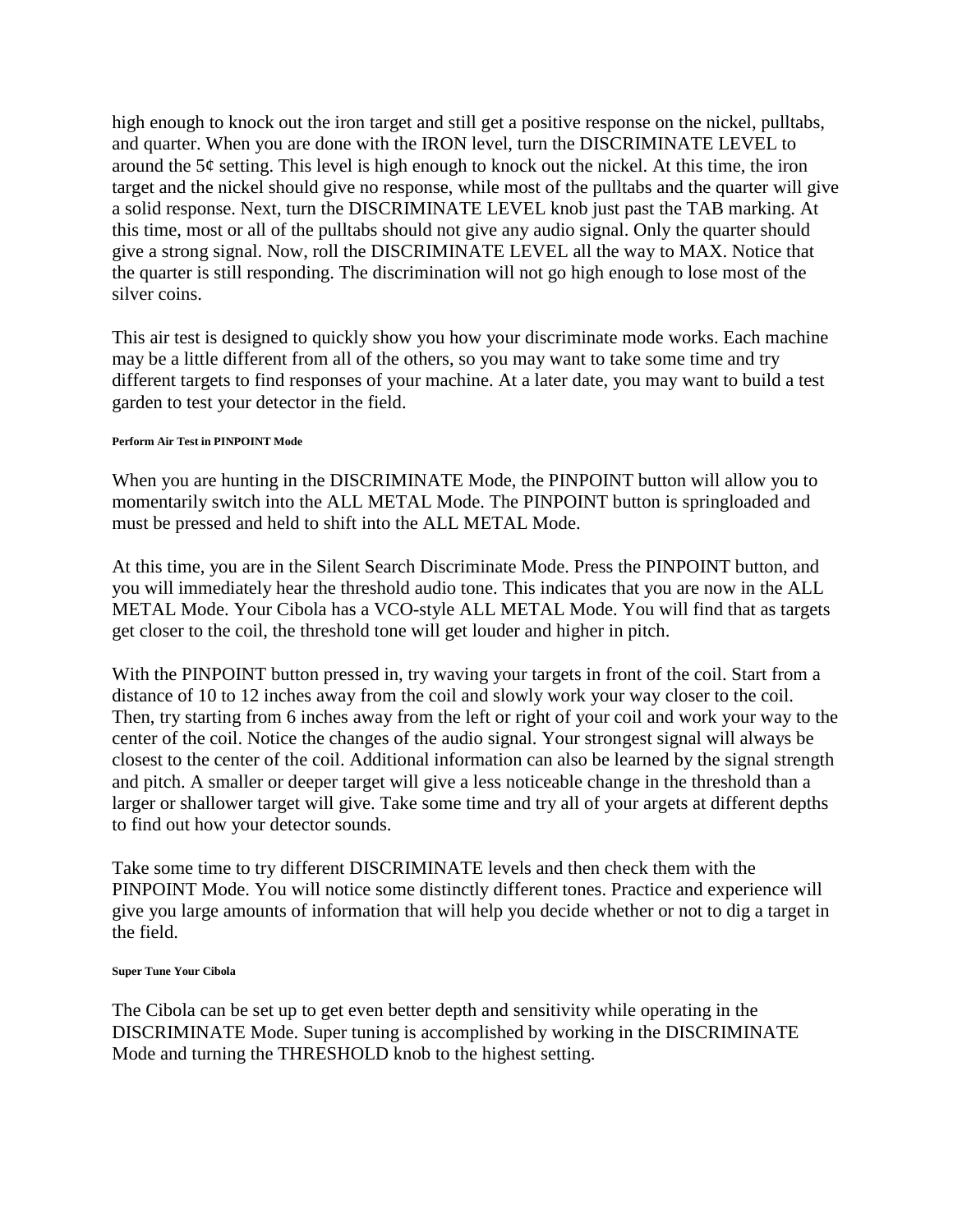high enough to knock out the iron target and still get a positive response on the nickel, pulltabs, and quarter. When you are done with the IRON level, turn the DISCRIMINATE LEVEL to around the 5¢ setting. This level is high enough to knock out the nickel. At this time, the iron target and the nickel should give no response, while most of the pulltabs and the quarter will give a solid response. Next, turn the DISCRIMINATE LEVEL knob just past the TAB marking. At this time, most or all of the pulltabs should not give any audio signal. Only the quarter should give a strong signal. Now, roll the DISCRIMINATE LEVEL all the way to MAX. Notice that the quarter is still responding. The discrimination will not go high enough to lose most of the silver coins.

This air test is designed to quickly show you how your discriminate mode works. Each machine may be a little different from all of the others, so you may want to take some time and try different targets to find responses of your machine. At a later date, you may want to build a test garden to test your detector in the field.

##### Perform Air Test in PINPOINT Mode

When you are hunting in the DISCRIMINATE Mode, the PINPOINT button will allow you to momentarily switch into the ALL METAL Mode. The PINPOINT button is springloaded and must be pressed and held to shift into the ALL METAL Mode.

At this time, you are in the Silent Search Discriminate Mode. Press the PINPOINT button, and you will immediately hear the threshold audio tone. This indicates that you are now in the ALL METAL Mode. Your Cibola has a VCO-style ALL METAL Mode. You will find that as targets get closer to the coil, the threshold tone will get louder and higher in pitch.

With the PINPOINT button pressed in, try waving your targets in front of the coil. Start from a distance of 10 to 12 inches away from the coil and slowly work your way closer to the coil. Then, try starting from 6 inches away from the left or right of your coil and work your way to the center of the coil. Notice the changes of the audio signal. Your strongest signal will always be closest to the center of the coil. Additional information can also be learned by the signal strength and pitch. A smaller or deeper target will give a less noticeable change in the threshold than a larger or shallower target will give. Take some time and try all of your argets at different depths to find out how your detector sounds.

Take some time to try different DISCRIMINATE levels and then check them with the PINPOINT Mode. You will notice some distinctly different tones. Practice and experience will give you large amounts of information that will help you decide whether or not to dig a target in the field.

##### Super Tune Your Cibola

The Cibola can be set up to get even better depth and sensitivity while operating in the DISCRIMINATE Mode. Super tuning is accomplished by working in the DISCRIMINATE Mode and turning the THRESHOLD knob to the highest setting.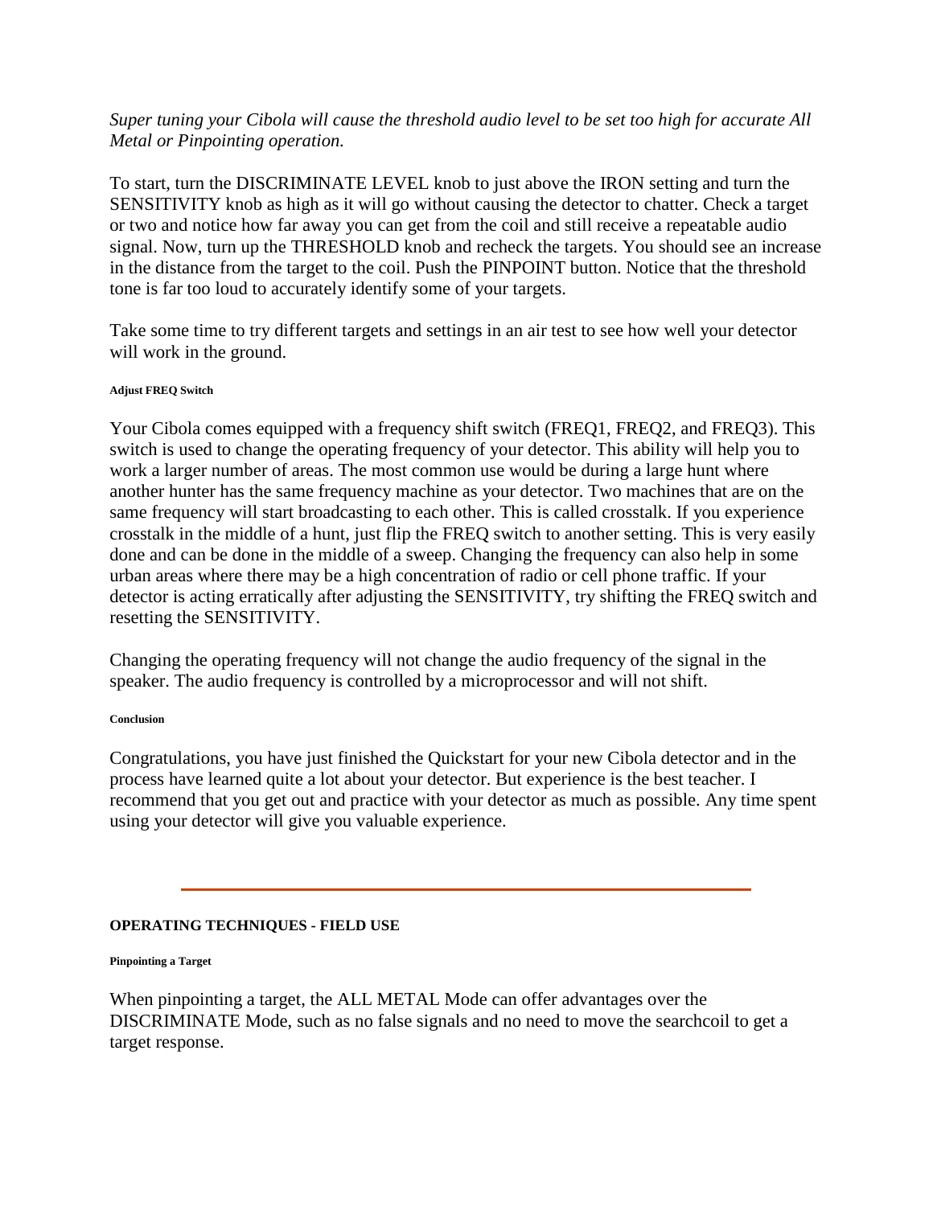*Super tuning your Cibola will cause the threshold audio level to be set too high for accurate All Metal or Pinpointing operation.*

To start, turn the DISCRIMINATE LEVEL knob to just above the IRON setting and turn the SENSITIVITY knob as high as it will go without causing the detector to chatter. Check a target or two and notice how far away you can get from the coil and still receive a repeatable audio signal. Now, turn up the THRESHOLD knob and recheck the targets. You should see an increase in the distance from the target to the coil. Push the PINPOINT button. Notice that the threshold tone is far too loud to accurately identify some of your targets.

Take some time to try different targets and settings in an air test to see how well your detector will work in the ground.

#### Adjust FREQ Switch

Your Cibola comes equipped with a frequency shift switch (FREQ1, FREQ2, and FREQ3). This switch is used to change the operating frequency of your detector. This ability will help you to work a larger number of areas. The most common use would be during a large hunt where another hunter has the same frequency machine as your detector. Two machines that are on the same frequency will start broadcasting to each other. This is called crosstalk. If you experience crosstalk in the middle of a hunt, just flip the FREQ switch to another setting. This is very easily done and can be done in the middle of a sweep. Changing the frequency can also help in some urban areas where there may be a high concentration of radio or cell phone traffic. If your detector is acting erratically after adjusting the SENSITIVITY, try shifting the FREQ switch and resetting the SENSITIVITY.

Changing the operating frequency will not change the audio frequency of the signal in the speaker. The audio frequency is controlled by a microprocessor and will not shift.

#### Conclusion

Congratulations, you have just finished the Quickstart for your new Cibola detector and in the process have learned quite a lot about your detector. But experience is the best teacher. I recommend that you get out and practice with your detector as much as possible. Any time spent using your detector will give you valuable experience.

---

### OPERATING TECHNIQUES - FIELD USE

#### Pinpointing a Target

When pinpointing a target, the ALL METAL Mode can offer advantages over the DISCRIMINATE Mode, such as no false signals and no need to move the searchcoil to get a target response.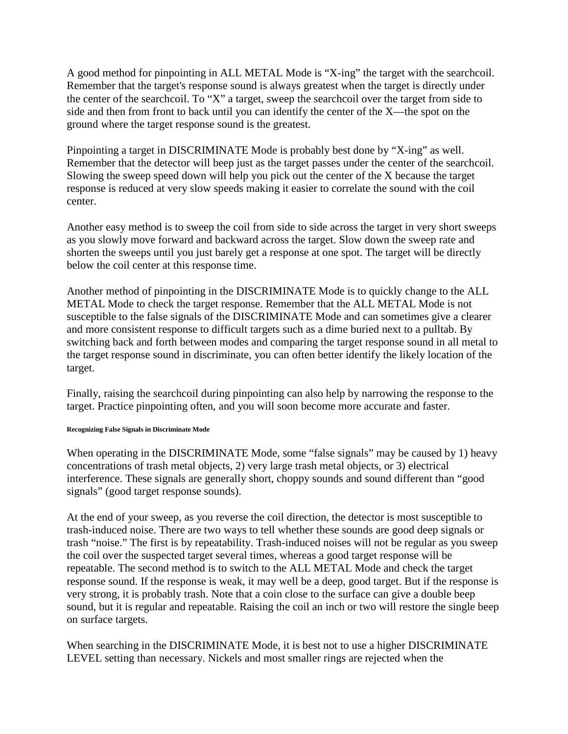A good method for pinpointing in ALL METAL Mode is "X-ing" the target with the searchcoil. Remember that the target's response sound is always greatest when the target is directly under the center of the searchcoil. To "X" a target, sweep the searchcoil over the target from side to side and then from front to back until you can identify the center of the X—the spot on the ground where the target response sound is the greatest.

Pinpointing a target in DISCRIMINATE Mode is probably best done by "X-ing" as well. Remember that the detector will beep just as the target passes under the center of the searchcoil. Slowing the sweep speed down will help you pick out the center of the X because the target response is reduced at very slow speeds making it easier to correlate the sound with the coil center.

Another easy method is to sweep the coil from side to side across the target in very short sweeps as you slowly move forward and backward across the target. Slow down the sweep rate and shorten the sweeps until you just barely get a response at one spot. The target will be directly below the coil center at this response time.

Another method of pinpointing in the DISCRIMINATE Mode is to quickly change to the ALL METAL Mode to check the target response. Remember that the ALL METAL Mode is not susceptible to the false signals of the DISCRIMINATE Mode and can sometimes give a clearer and more consistent response to difficult targets such as a dime buried next to a pulltab. By switching back and forth between modes and comparing the target response sound in all metal to the target response sound in discriminate, you can often better identify the likely location of the target.

Finally, raising the searchcoil during pinpointing can also help by narrowing the response to the target. Practice pinpointing often, and you will soon become more accurate and faster.

#### Recognizing False Signals in Discriminate Mode

When operating in the DISCRIMINATE Mode, some "false signals" may be caused by 1) heavy concentrations of trash metal objects, 2) very large trash metal objects, or 3) electrical interference. These signals are generally short, choppy sounds and sound different than "good signals" (good target response sounds).

At the end of your sweep, as you reverse the coil direction, the detector is most susceptible to trash-induced noise. There are two ways to tell whether these sounds are good deep signals or trash "noise." The first is by repeatability. Trash-induced noises will not be regular as you sweep the coil over the suspected target several times, whereas a good target response will be repeatable. The second method is to switch to the ALL METAL Mode and check the target response sound. If the response is weak, it may well be a deep, good target. But if the response is very strong, it is probably trash. Note that a coin close to the surface can give a double beep sound, but it is regular and repeatable. Raising the coil an inch or two will restore the single beep on surface targets.

When searching in the DISCRIMINATE Mode, it is best not to use a higher DISCRIMINATE LEVEL setting than necessary. Nickels and most smaller rings are rejected when the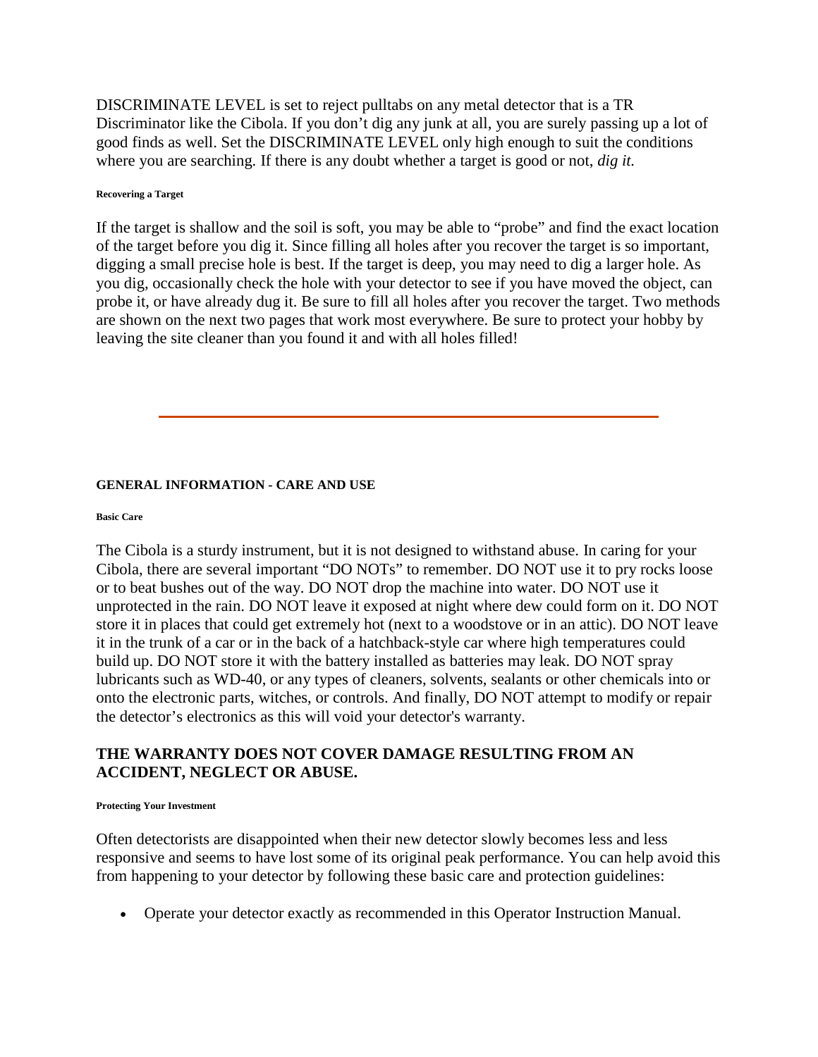DISCRIMINATE LEVEL is set to reject pulltabs on any metal detector that is a TR Discriminator like the Cibola. If you don't dig any junk at all, you are surely passing up a lot of good finds as well. Set the DISCRIMINATE LEVEL only high enough to suit the conditions where you are searching. If there is any doubt whether a target is good or not, *dig it.*

#### Recovering a Target

If the target is shallow and the soil is soft, you may be able to "probe" and find the exact location of the target before you dig it. Since filling all holes after you recover the target is so important, digging a small precise hole is best. If the target is deep, you may need to dig a larger hole. As you dig, occasionally check the hole with your detector to see if you have moved the object, can probe it, or have already dug it. Be sure to fill all holes after you recover the target. Two methods are shown on the next two pages that work most everywhere. Be sure to protect your hobby by leaving the site cleaner than you found it and with all holes filled!

---

### GENERAL INFORMATION - CARE AND USE

#### Basic Care

The Cibola is a sturdy instrument, but it is not designed to withstand abuse. In caring for your Cibola, there are several important "DO NOTs" to remember. DO NOT use it to pry rocks loose or to beat bushes out of the way. DO NOT drop the machine into water. DO NOT use it unprotected in the rain. DO NOT leave it exposed at night where dew could form on it. DO NOT store it in places that could get extremely hot (next to a woodstove or in an attic). DO NOT leave it in the trunk of a car or in the back of a hatchback-style car where high temperatures could build up. DO NOT store it with the battery installed as batteries may leak. DO NOT spray lubricants such as WD-40, or any types of cleaners, solvents, sealants or other chemicals into or onto the electronic parts, witches, or controls. And finally, DO NOT attempt to modify or repair the detector's electronics as this will void your detector's warranty.

### THE WARRANTY DOES NOT COVER DAMAGE RESULTING FROM AN ACCIDENT, NEGLECT OR ABUSE.

#### Protecting Your Investment

Often detectorists are disappointed when their new detector slowly becomes less and less responsive and seems to have lost some of its original peak performance. You can help avoid this from happening to your detector by following these basic care and protection guidelines:

- Operate your detector exactly as recommended in this Operator Instruction Manual.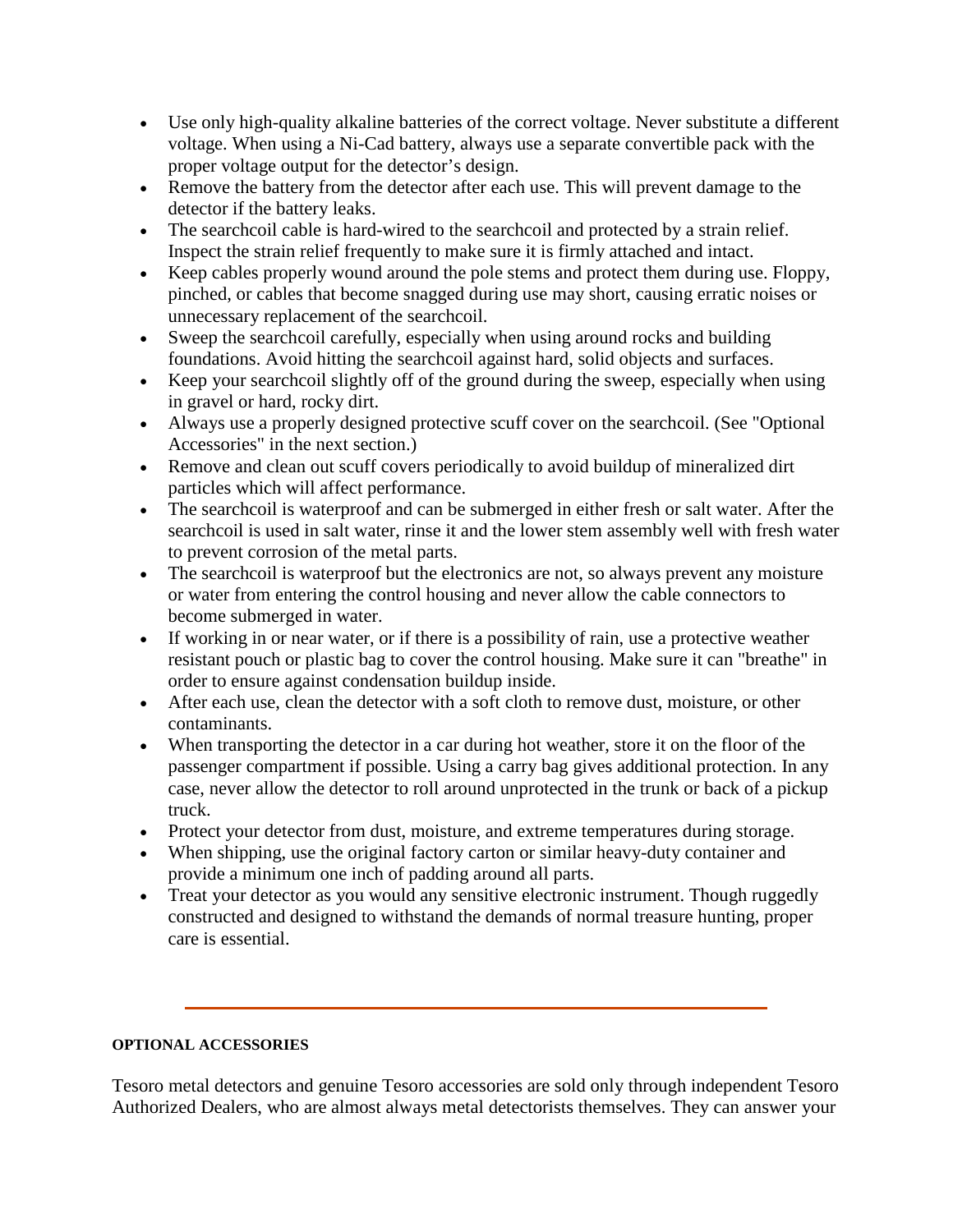- Use only high-quality alkaline batteries of the correct voltage. Never substitute a different voltage. When using a Ni-Cad battery, always use a separate convertible pack with the proper voltage output for the detector's design.
- Remove the battery from the detector after each use. This will prevent damage to the detector if the battery leaks.
- The searchcoil cable is hard-wired to the searchcoil and protected by a strain relief. Inspect the strain relief frequently to make sure it is firmly attached and intact.
- Keep cables properly wound around the pole stems and protect them during use. Floppy, pinched, or cables that become snagged during use may short, causing erratic noises or unnecessary replacement of the searchcoil.
- Sweep the searchcoil carefully, especially when using around rocks and building foundations. Avoid hitting the searchcoil against hard, solid objects and surfaces.
- Keep your searchcoil slightly off of the ground during the sweep, especially when using in gravel or hard, rocky dirt.
- Always use a properly designed protective scuff cover on the searchcoil. (See "Optional Accessories" in the next section.)
- Remove and clean out scuff covers periodically to avoid buildup of mineralized dirt particles which will affect performance.
- The searchcoil is waterproof and can be submerged in either fresh or salt water. After the searchcoil is used in salt water, rinse it and the lower stem assembly well with fresh water to prevent corrosion of the metal parts.
- The searchcoil is waterproof but the electronics are not, so always prevent any moisture or water from entering the control housing and never allow the cable connectors to become submerged in water.
- If working in or near water, or if there is a possibility of rain, use a protective weather resistant pouch or plastic bag to cover the control housing. Make sure it can "breathe" in order to ensure against condensation buildup inside.
- After each use, clean the detector with a soft cloth to remove dust, moisture, or other contaminants.
- When transporting the detector in a car during hot weather, store it on the floor of the passenger compartment if possible. Using a carry bag gives additional protection. In any case, never allow the detector to roll around unprotected in the trunk or back of a pickup truck.
- Protect your detector from dust, moisture, and extreme temperatures during storage.
- When shipping, use the original factory carton or similar heavy-duty container and provide a minimum one inch of padding around all parts.
- Treat your detector as you would any sensitive electronic instrument. Though ruggedly constructed and designed to withstand the demands of normal treasure hunting, proper care is essential.

---

**OPTIONAL ACCESSORIES**

Tesoro metal detectors and genuine Tesoro accessories are sold only through independent Tesoro Authorized Dealers, who are almost always metal detectorists themselves. They can answer your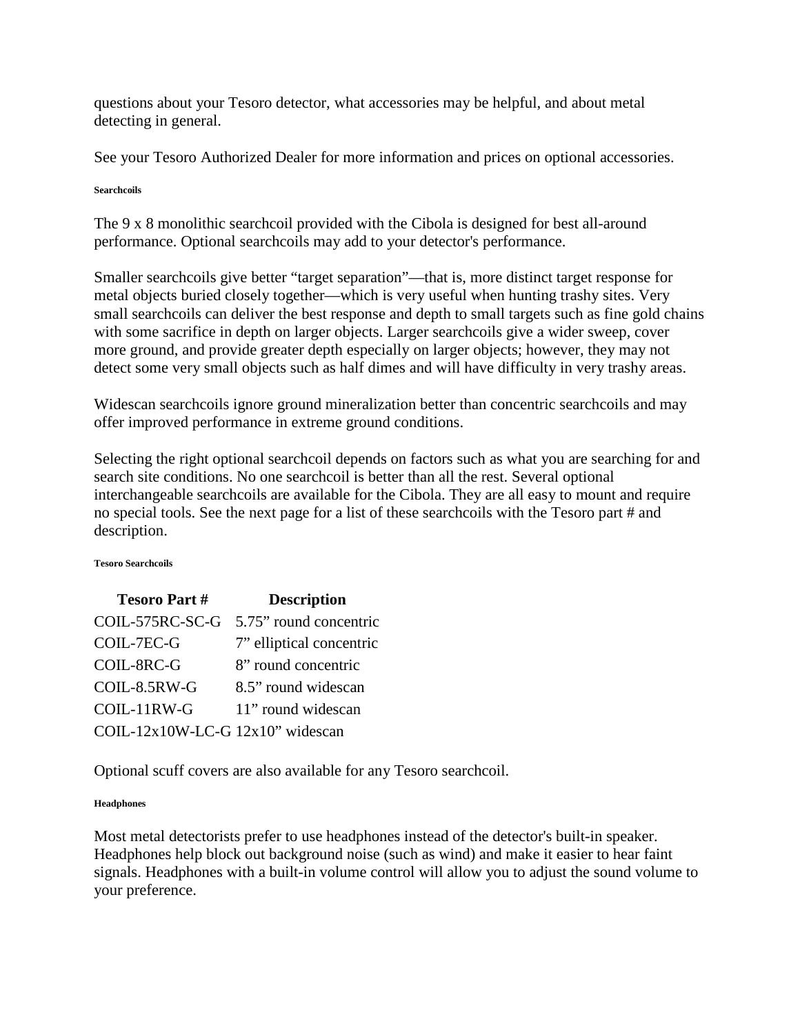questions about your Tesoro detector, what accessories may be helpful, and about metal detecting in general.

See your Tesoro Authorized Dealer for more information and prices on optional accessories.

#### Searchcoils

The 9 x 8 monolithic searchcoil provided with the Cibola is designed for best all-around performance. Optional searchcoils may add to your detector's performance.

Smaller searchcoils give better “target separation”—that is, more distinct target response for metal objects buried closely together—which is very useful when hunting trashy sites. Very small searchcoils can deliver the best response and depth to small targets such as fine gold chains with some sacrifice in depth on larger objects. Larger searchcoils give a wider sweep, cover more ground, and provide greater depth especially on larger objects; however, they may not detect some very small objects such as half dimes and will have difficulty in very trashy areas.

Widescan searchcoils ignore ground mineralization better than concentric searchcoils and may offer improved performance in extreme ground conditions.

Selecting the right optional searchcoil depends on factors such as what you are searching for and search site conditions. No one searchcoil is better than all the rest. Several optional interchangeable searchcoils are available for the Cibola. They are all easy to mount and require no special tools. See the next page for a list of these searchcoils with the Tesoro part # and description.

#### Tesoro Searchcoils

| Tesoro Part # | Description |
|---|---|
| COIL-575RC-SC-G | 5.75” round concentric |
| COIL-7EC-G | 7” elliptical concentric |
| COIL-8RC-G | 8” round concentric |
| COIL-8.5RW-G | 8.5” round widescan |
| COIL-11RW-G | 11” round widescan |
| COIL-12x10W-LC-G | 12x10” widescan |

Optional scuff covers are also available for any Tesoro searchcoil.

#### Headphones

Most metal detectorists prefer to use headphones instead of the detector's built-in speaker. Headphones help block out background noise (such as wind) and make it easier to hear faint signals. Headphones with a built-in volume control will allow you to adjust the sound volume to your preference.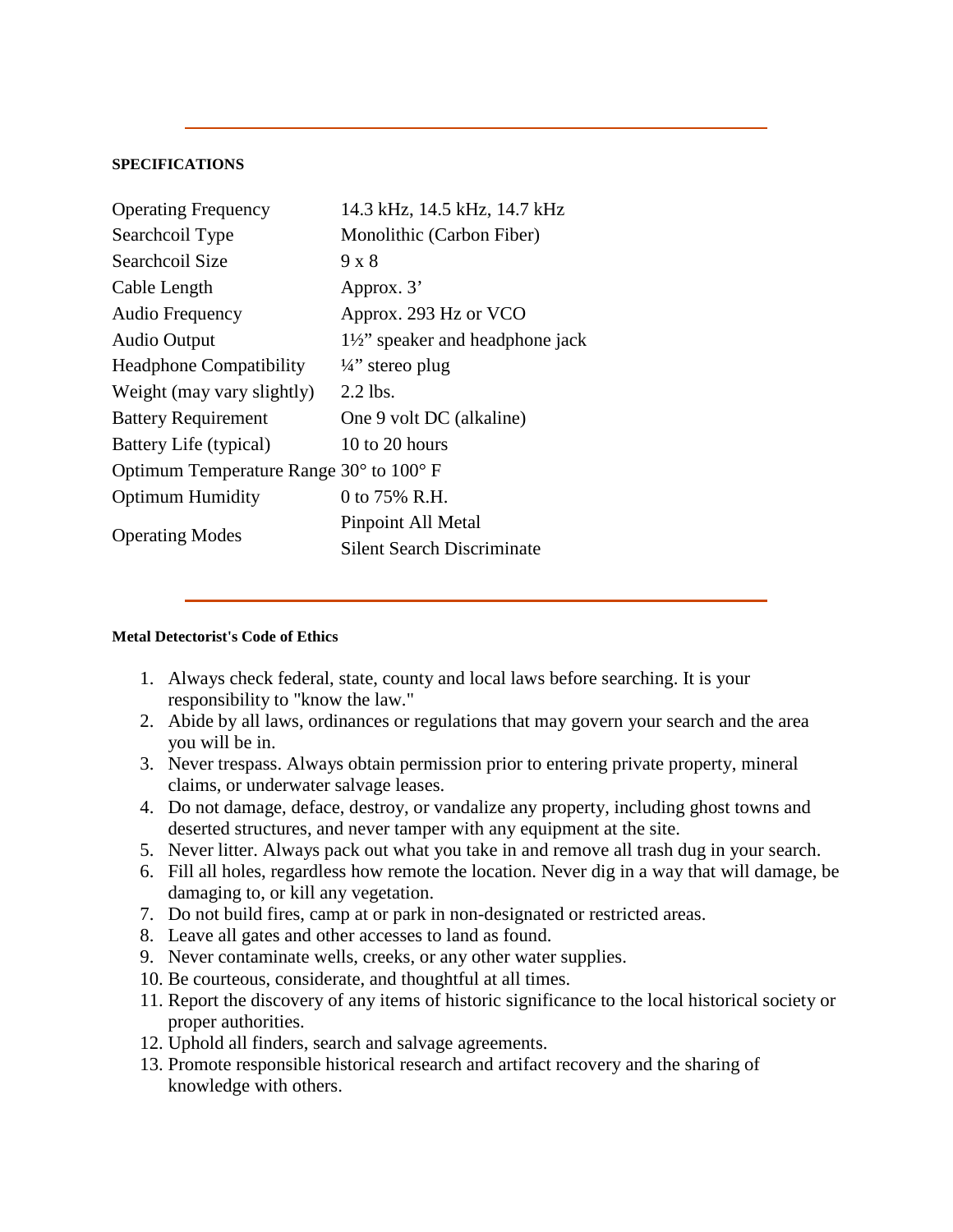---

**SPECIFICATIONS**

| | |
|---|---|
| Operating Frequency | 14.3 kHz, 14.5 kHz, 14.7 kHz |
| Searchcoil Type | Monolithic (Carbon Fiber) |
| Searchcoil Size | 9 x 8 |
| Cable Length | Approx. 3’ |
| Audio Frequency | Approx. 293 Hz or VCO |
| Audio Output | 1½” speaker and headphone jack |
| Headphone Compatibility | ¼” stereo plug |
| Weight (may vary slightly) | 2.2 lbs. |
| Battery Requirement | One 9 volt DC (alkaline) |
| Battery Life (typical) | 10 to 20 hours |
| Optimum Temperature Range | 30° to 100° F |
| Optimum Humidity | 0 to 75% R.H. |
| Operating Modes | Pinpoint All Metal<br>Silent Search Discriminate |

---

**Metal Detectorist's Code of Ethics**

1. Always check federal, state, county and local laws before searching. It is your responsibility to "know the law."
2. Abide by all laws, ordinances or regulations that may govern your search and the area you will be in.
3. Never trespass. Always obtain permission prior to entering private property, mineral claims, or underwater salvage leases.
4. Do not damage, deface, destroy, or vandalize any property, including ghost towns and deserted structures, and never tamper with any equipment at the site.
5. Never litter. Always pack out what you take in and remove all trash dug in your search.
6. Fill all holes, regardless how remote the location. Never dig in a way that will damage, be damaging to, or kill any vegetation.
7. Do not build fires, camp at or park in non-designated or restricted areas.
8. Leave all gates and other accesses to land as found.
9. Never contaminate wells, creeks, or any other water supplies.
10. Be courteous, considerate, and thoughtful at all times.
11. Report the discovery of any items of historic significance to the local historical society or proper authorities.
12. Uphold all finders, search and salvage agreements.
13. Promote responsible historical research and artifact recovery and the sharing of knowledge with others.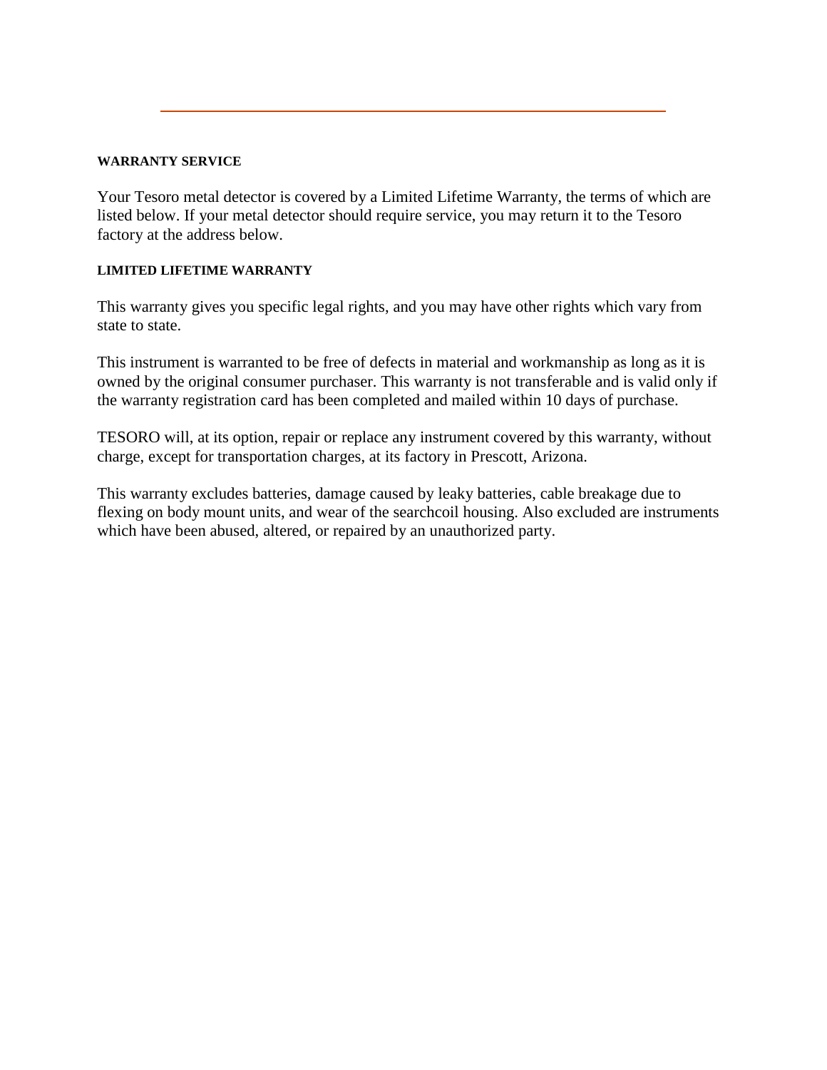## WARRANTY SERVICE

Your Tesoro metal detector is covered by a Limited Lifetime Warranty, the terms of which are listed below. If your metal detector should require service, you may return it to the Tesoro factory at the address below.

## LIMITED LIFETIME WARRANTY

This warranty gives you specific legal rights, and you may have other rights which vary from state to state.

This instrument is warranted to be free of defects in material and workmanship as long as it is owned by the original consumer purchaser. This warranty is not transferable and is valid only if the warranty registration card has been completed and mailed within 10 days of purchase.

TESORO will, at its option, repair or replace any instrument covered by this warranty, without charge, except for transportation charges, at its factory in Prescott, Arizona.

This warranty excludes batteries, damage caused by leaky batteries, cable breakage due to flexing on body mount units, and wear of the searchcoil housing. Also excluded are instruments which have been abused, altered, or repaired by an unauthorized party.